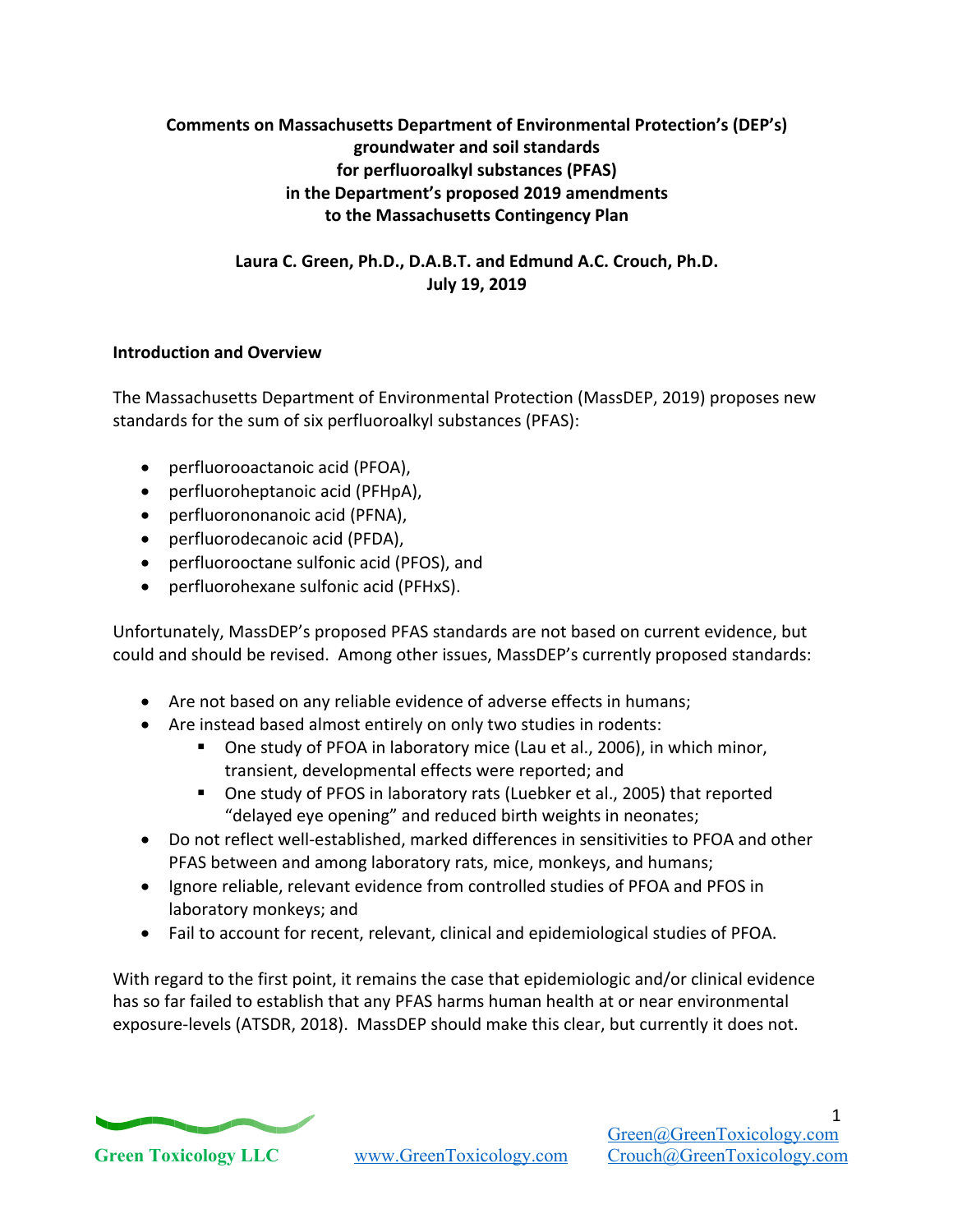**Comments on Massachusetts Department of Environmental Protection's (DEP's) groundwater and soil standards for perfluoroalkyl substances (PFAS) in the Department's proposed 2019 amendments to the Massachusetts Contingency Plan**

**Laura C. Green, Ph.D., D.A.B.T. and Edmund A.C. Crouch, Ph.D.**
**July 19, 2019**

## Introduction and Overview

The Massachusetts Department of Environmental Protection (MassDEP, 2019) proposes new standards for the sum of six perfluoroalkyl substances (PFAS):

- perfluorooactanoic acid (PFOA),
- perfluoroheptanoic acid (PFHpA),
- perfluorononanoic acid (PFNA),
- perfluorodecanoic acid (PFDA),
- perfluorooctane sulfonic acid (PFOS), and
- perfluorohexane sulfonic acid (PFHxS).

Unfortunately, MassDEP's proposed PFAS standards are not based on current evidence, but could and should be revised. Among other issues, MassDEP's currently proposed standards:

- Are not based on any reliable evidence of adverse effects in humans;
- Are instead based almost entirely on only two studies in rodents:
  - One study of PFOA in laboratory mice (Lau et al., 2006), in which minor, transient, developmental effects were reported; and
  - One study of PFOS in laboratory rats (Luebker et al., 2005) that reported "delayed eye opening" and reduced birth weights in neonates;
- Do not reflect well-established, marked differences in sensitivities to PFOA and other PFAS between and among laboratory rats, mice, monkeys, and humans;
- Ignore reliable, relevant evidence from controlled studies of PFOA and PFOS in laboratory monkeys; and
- Fail to account for recent, relevant, clinical and epidemiological studies of PFOA.

With regard to the first point, it remains the case that epidemiologic and/or clinical evidence has so far failed to establish that any PFAS harms human health at or near environmental exposure-levels (ATSDR, 2018). MassDEP should make this clear, but currently it does not.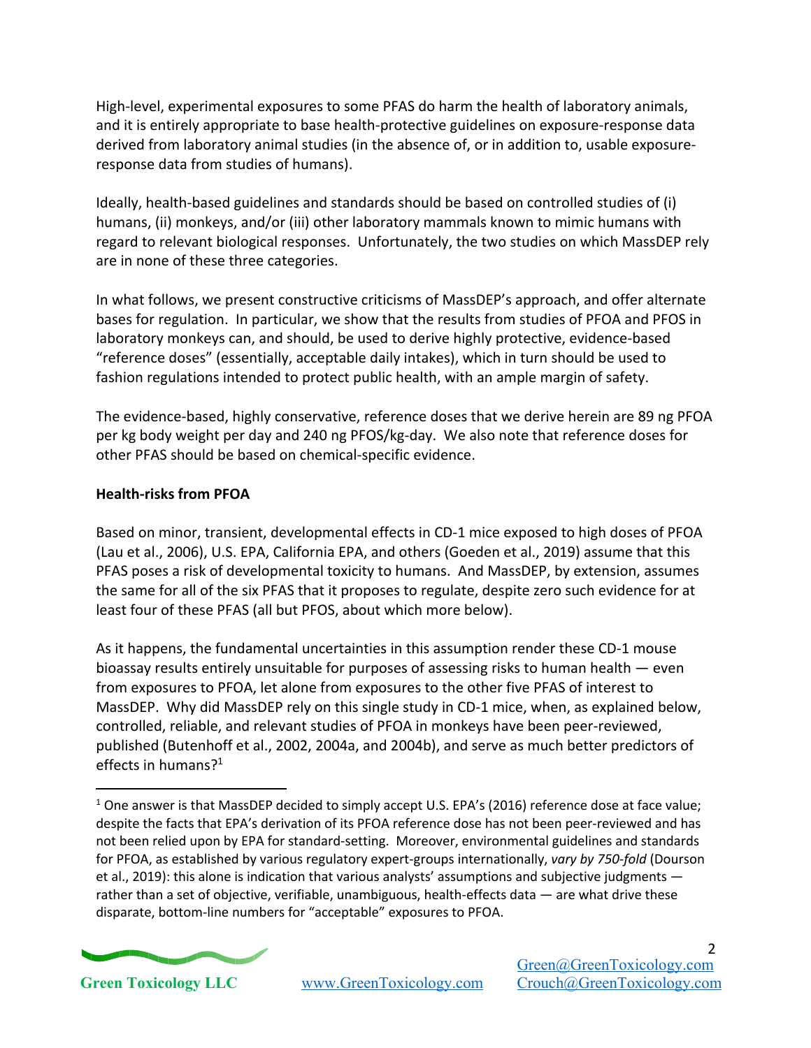High-level, experimental exposures to some PFAS do harm the health of laboratory animals, and it is entirely appropriate to base health-protective guidelines on exposure-response data derived from laboratory animal studies (in the absence of, or in addition to, usable exposure-response data from studies of humans).

Ideally, health-based guidelines and standards should be based on controlled studies of (i) humans, (ii) monkeys, and/or (iii) other laboratory mammals known to mimic humans with regard to relevant biological responses. Unfortunately, the two studies on which MassDEP rely are in none of these three categories.

In what follows, we present constructive criticisms of MassDEP's approach, and offer alternate bases for regulation. In particular, we show that the results from studies of PFOA and PFOS in laboratory monkeys can, and should, be used to derive highly protective, evidence-based "reference doses" (essentially, acceptable daily intakes), which in turn should be used to fashion regulations intended to protect public health, with an ample margin of safety.

The evidence-based, highly conservative, reference doses that we derive herein are 89 ng PFOA per kg body weight per day and 240 ng PFOS/kg-day. We also note that reference doses for other PFAS should be based on chemical-specific evidence.

**Health-risks from PFOA**

Based on minor, transient, developmental effects in CD-1 mice exposed to high doses of PFOA (Lau et al., 2006), U.S. EPA, California EPA, and others (Goeden et al., 2019) assume that this PFAS poses a risk of developmental toxicity to humans. And MassDEP, by extension, assumes the same for all of the six PFAS that it proposes to regulate, despite zero such evidence for at least four of these PFAS (all but PFOS, about which more below).

As it happens, the fundamental uncertainties in this assumption render these CD-1 mouse bioassay results entirely unsuitable for purposes of assessing risks to human health — even from exposures to PFOA, let alone from exposures to the other five PFAS of interest to MassDEP. Why did MassDEP rely on this single study in CD-1 mice, when, as explained below, controlled, reliable, and relevant studies of PFOA in monkeys have been peer-reviewed, published (Butenhoff et al., 2002, 2004a, and 2004b), and serve as much better predictors of effects in humans?[1]

[1] One answer is that MassDEP decided to simply accept U.S. EPA's (2016) reference dose at face value; despite the facts that EPA's derivation of its PFOA reference dose has not been peer-reviewed and has not been relied upon by EPA for standard-setting. Moreover, environmental guidelines and standards for PFOA, as established by various regulatory expert-groups internationally, *vary by 750-fold* (Dourson et al., 2019): this alone is indication that various analysts' assumptions and subjective judgments — rather than a set of objective, verifiable, unambiguous, health-effects data — are what drive these disparate, bottom-line numbers for "acceptable" exposures to PFOA.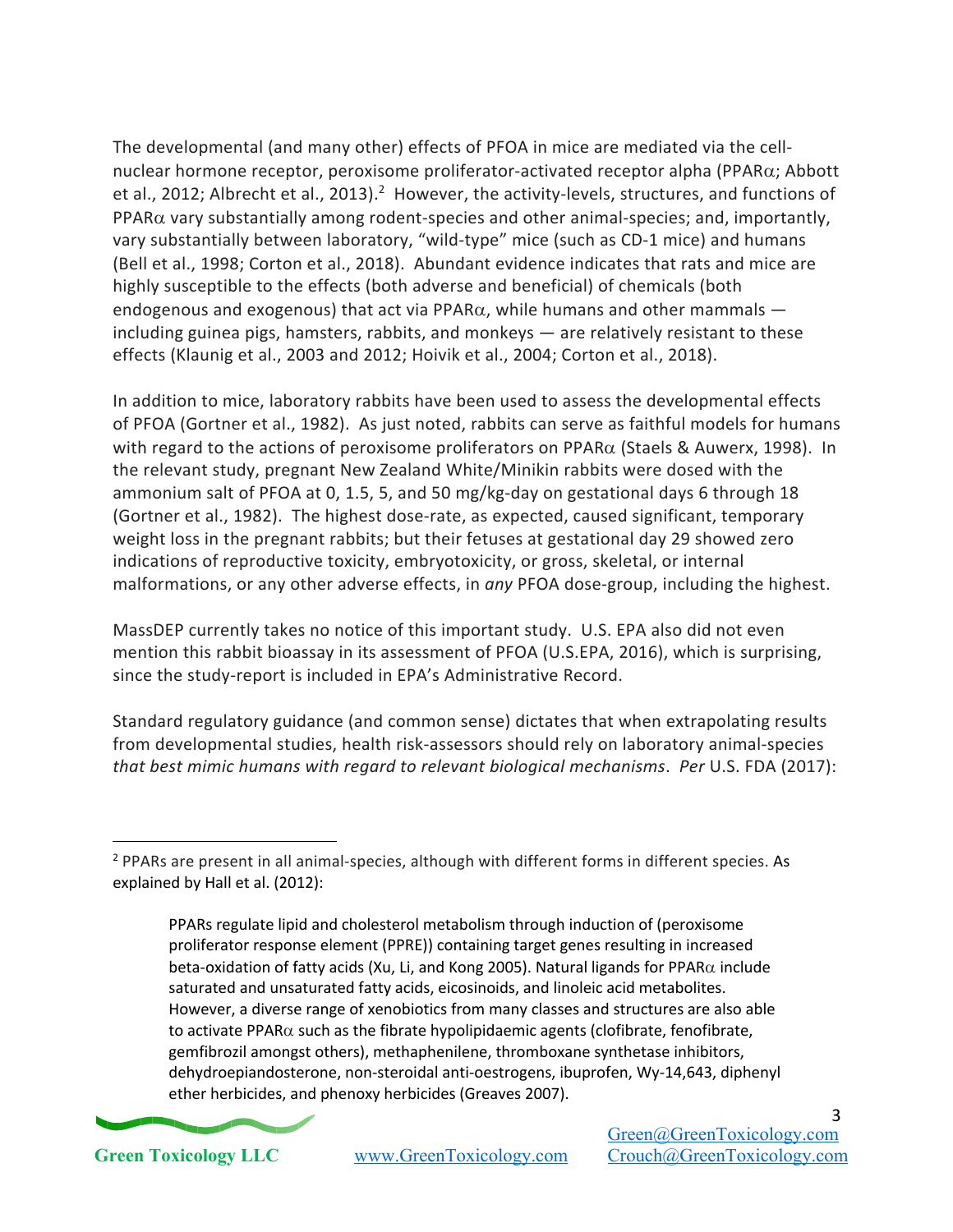The developmental (and many other) effects of PFOA in mice are mediated via the cell-nuclear hormone receptor, peroxisome proliferator-activated receptor alpha (PPARα; Abbott et al., 2012; Albrecht et al., 2013).[2] However, the activity-levels, structures, and functions of PPARα vary substantially among rodent-species and other animal-species; and, importantly, vary substantially between laboratory, "wild-type" mice (such as CD-1 mice) and humans (Bell et al., 1998; Corton et al., 2018). Abundant evidence indicates that rats and mice are highly susceptible to the effects (both adverse and beneficial) of chemicals (both endogenous and exogenous) that act via PPARα, while humans and other mammals — including guinea pigs, hamsters, rabbits, and monkeys — are relatively resistant to these effects (Klaunig et al., 2003 and 2012; Hoivik et al., 2004; Corton et al., 2018).

In addition to mice, laboratory rabbits have been used to assess the developmental effects of PFOA (Gortner et al., 1982). As just noted, rabbits can serve as faithful models for humans with regard to the actions of peroxisome proliferators on PPARα (Staels & Auwerx, 1998). In the relevant study, pregnant New Zealand White/Minikin rabbits were dosed with the ammonium salt of PFOA at 0, 1.5, 5, and 50 mg/kg-day on gestational days 6 through 18 (Gortner et al., 1982). The highest dose-rate, as expected, caused significant, temporary weight loss in the pregnant rabbits; but their fetuses at gestational day 29 showed zero indications of reproductive toxicity, embryotoxicity, or gross, skeletal, or internal malformations, or any other adverse effects, in *any* PFOA dose-group, including the highest.

MassDEP currently takes no notice of this important study. U.S. EPA also did not even mention this rabbit bioassay in its assessment of PFOA (U.S.EPA, 2016), which is surprising, since the study-report is included in EPA's Administrative Record.

Standard regulatory guidance (and common sense) dictates that when extrapolating results from developmental studies, health risk-assessors should rely on laboratory animal-species *that best mimic humans with regard to relevant biological mechanisms*. *Per* U.S. FDA (2017):

---

[2] PPARs are present in all animal-species, although with different forms in different species. As explained by Hall et al. (2012):

> PPARs regulate lipid and cholesterol metabolism through induction of (peroxisome proliferator response element (PPRE)) containing target genes resulting in increased beta-oxidation of fatty acids (Xu, Li, and Kong 2005). Natural ligands for PPARα include saturated and unsaturated fatty acids, eicosinoids, and linoleic acid metabolites. However, a diverse range of xenobiotics from many classes and structures are also able to activate PPARα such as the fibrate hypolipidaemic agents (clofibrate, fenofibrate, gemfibrozil amongst others), methaphenilene, thromboxane synthetase inhibitors, dehydroepiandosterone, non-steroidal anti-oestrogens, ibuprofen, Wy-14,643, diphenyl ether herbicides, and phenoxy herbicides (Greaves 2007).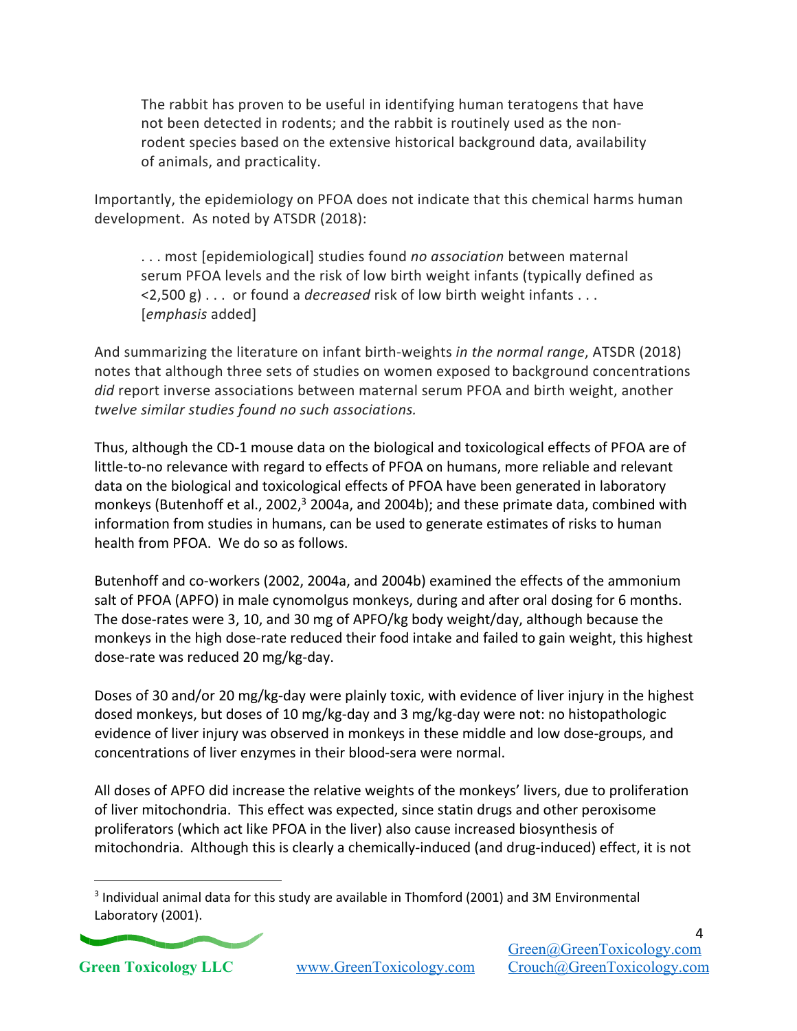> The rabbit has proven to be useful in identifying human teratogens that have not been detected in rodents; and the rabbit is routinely used as the non-rodent species based on the extensive historical background data, availability of animals, and practicality.

Importantly, the epidemiology on PFOA does not indicate that this chemical harms human development. As noted by ATSDR (2018):

> . . . most [epidemiological] studies found *no association* between maternal serum PFOA levels and the risk of low birth weight infants (typically defined as <2,500 g) . . . or found a *decreased* risk of low birth weight infants . . . [*emphasis* added]

And summarizing the literature on infant birth-weights *in the normal range*, ATSDR (2018) notes that although three sets of studies on women exposed to background concentrations *did* report inverse associations between maternal serum PFOA and birth weight, another *twelve similar studies found no such associations.*

Thus, although the CD-1 mouse data on the biological and toxicological effects of PFOA are of little-to-no relevance with regard to effects of PFOA on humans, more reliable and relevant data on the biological and toxicological effects of PFOA have been generated in laboratory monkeys (Butenhoff et al., 2002,[3] 2004a, and 2004b); and these primate data, combined with information from studies in humans, can be used to generate estimates of risks to human health from PFOA. We do so as follows.

Butenhoff and co-workers (2002, 2004a, and 2004b) examined the effects of the ammonium salt of PFOA (APFO) in male cynomolgus monkeys, during and after oral dosing for 6 months. The dose-rates were 3, 10, and 30 mg of APFO/kg body weight/day, although because the monkeys in the high dose-rate reduced their food intake and failed to gain weight, this highest dose-rate was reduced 20 mg/kg-day.

Doses of 30 and/or 20 mg/kg-day were plainly toxic, with evidence of liver injury in the highest dosed monkeys, but doses of 10 mg/kg-day and 3 mg/kg-day were not: no histopathologic evidence of liver injury was observed in monkeys in these middle and low dose-groups, and concentrations of liver enzymes in their blood-sera were normal.

All doses of APFO did increase the relative weights of the monkeys' livers, due to proliferation of liver mitochondria. This effect was expected, since statin drugs and other peroxisome proliferators (which act like PFOA in the liver) also cause increased biosynthesis of mitochondria. Although this is clearly a chemically-induced (and drug-induced) effect, it is not

[3] Individual animal data for this study are available in Thomford (2001) and 3M Environmental Laboratory (2001).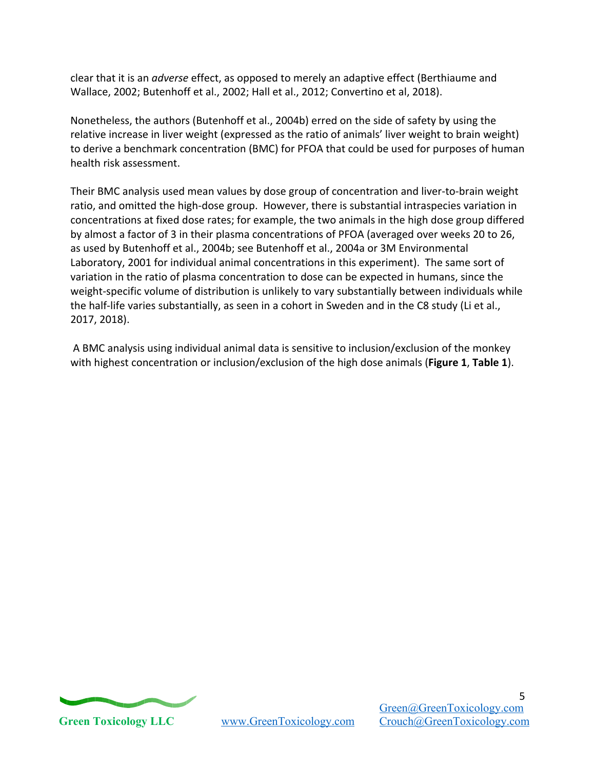clear that it is an *adverse* effect, as opposed to merely an adaptive effect (Berthiaume and Wallace, 2002; Butenhoff et al., 2002; Hall et al., 2012; Convertino et al, 2018).

Nonetheless, the authors (Butenhoff et al., 2004b) erred on the side of safety by using the relative increase in liver weight (expressed as the ratio of animals' liver weight to brain weight) to derive a benchmark concentration (BMC) for PFOA that could be used for purposes of human health risk assessment.

Their BMC analysis used mean values by dose group of concentration and liver-to-brain weight ratio, and omitted the high-dose group. However, there is substantial intraspecies variation in concentrations at fixed dose rates; for example, the two animals in the high dose group differed by almost a factor of 3 in their plasma concentrations of PFOA (averaged over weeks 20 to 26, as used by Butenhoff et al., 2004b; see Butenhoff et al., 2004a or 3M Environmental Laboratory, 2001 for individual animal concentrations in this experiment). The same sort of variation in the ratio of plasma concentration to dose can be expected in humans, since the weight-specific volume of distribution is unlikely to vary substantially between individuals while the half-life varies substantially, as seen in a cohort in Sweden and in the C8 study (Li et al., 2017, 2018).

A BMC analysis using individual animal data is sensitive to inclusion/exclusion of the monkey with highest concentration or inclusion/exclusion of the high dose animals (**Figure 1**, **Table 1**).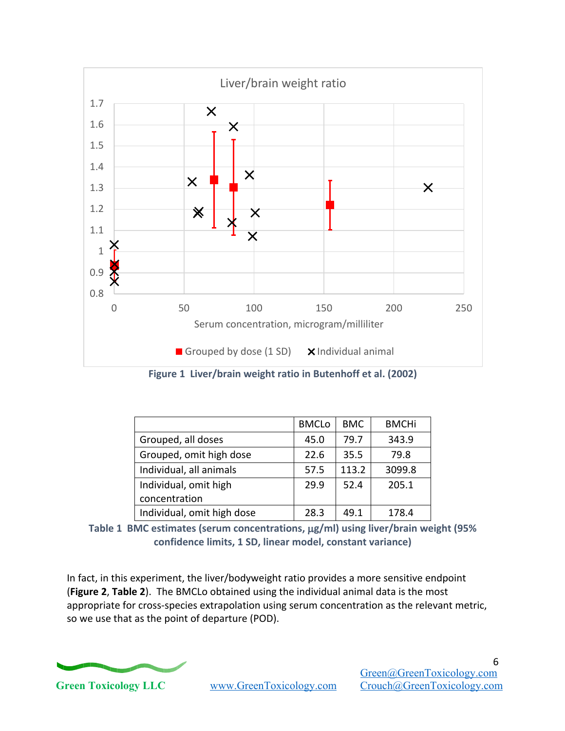Liver/brain weight ratio

1.7
1.6
1.5
1.4
1.3
1.2
1.1
1
0.9
0.8

0 50 100 150 200 250

Serum concentration, microgram/milliliter

Grouped by dose (1 SD) Individual animal

**Figure 1 Liver/brain weight ratio in Butenhoff et al. (2002)**

| | BMCLo | BMC | BMCHi |
|---|---|---|---|
| Grouped, all doses | 45.0 | 79.7 | 343.9 |
| Grouped, omit high dose | 22.6 | 35.5 | 79.8 |
| Individual, all animals | 57.5 | 113.2 | 3099.8 |
| Individual, omit high concentration | 29.9 | 52.4 | 205.1 |
| Individual, omit high dose | 28.3 | 49.1 | 178.4 |

**Table 1 BMC estimates (serum concentrations, μg/ml) using liver/brain weight (95% confidence limits, 1 SD, linear model, constant variance)**

In fact, in this experiment, the liver/bodyweight ratio provides a more sensitive endpoint (**Figure 2**, **Table 2**). The BMCLo obtained using the individual animal data is the most appropriate for cross-species extrapolation using serum concentration as the relevant metric, so we use that as the point of departure (POD).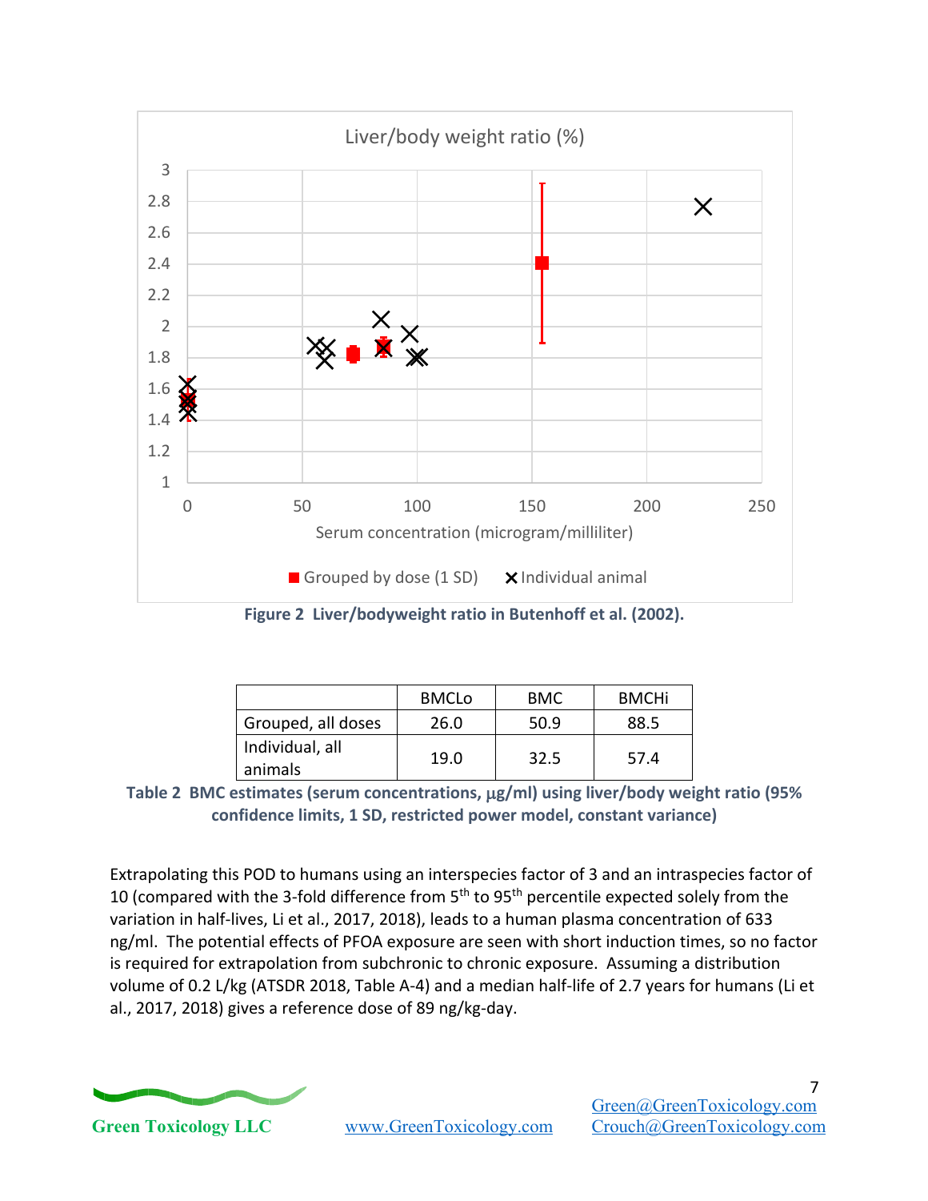Liver/body weight ratio (%)

3
2.8
2.6
2.4
2.2
2
1.8
1.6
1.4
1.2
1

0 50 100 150 200 250

Serum concentration (microgram/milliliter)

Grouped by dose (1 SD) × Individual animal

**Figure 2 Liver/bodyweight ratio in Butenhoff et al. (2002).**

| | BMCLo | BMC | BMCHi |
|---|---|---|---|
| Grouped, all doses | 26.0 | 50.9 | 88.5 |
| Individual, all animals | 19.0 | 32.5 | 57.4 |

**Table 2 BMC estimates (serum concentrations, μg/ml) using liver/body weight ratio (95% confidence limits, 1 SD, restricted power model, constant variance)**

Extrapolating this POD to humans using an interspecies factor of 3 and an intraspecies factor of 10 (compared with the 3-fold difference from 5$^{th}$ to 95$^{th}$ percentile expected solely from the variation in half-lives, Li et al., 2017, 2018), leads to a human plasma concentration of 633 ng/ml. The potential effects of PFOA exposure are seen with short induction times, so no factor is required for extrapolation from subchronic to chronic exposure. Assuming a distribution volume of 0.2 L/kg (ATSDR 2018, Table A-4) and a median half-life of 2.7 years for humans (Li et al., 2017, 2018) gives a reference dose of 89 ng/kg-day.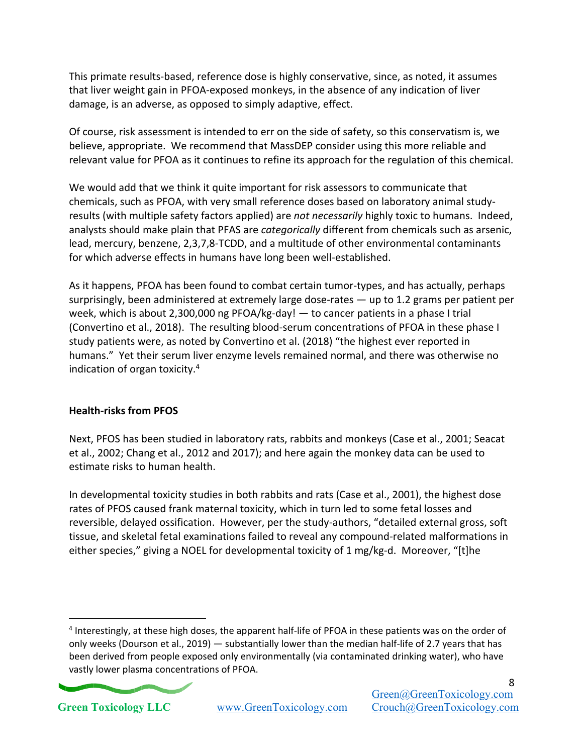This primate results-based, reference dose is highly conservative, since, as noted, it assumes that liver weight gain in PFOA-exposed monkeys, in the absence of any indication of liver damage, is an adverse, as opposed to simply adaptive, effect.

Of course, risk assessment is intended to err on the side of safety, so this conservatism is, we believe, appropriate. We recommend that MassDEP consider using this more reliable and relevant value for PFOA as it continues to refine its approach for the regulation of this chemical.

We would add that we think it quite important for risk assessors to communicate that chemicals, such as PFOA, with very small reference doses based on laboratory animal study-results (with multiple safety factors applied) are *not necessarily* highly toxic to humans. Indeed, analysts should make plain that PFAS are *categorically* different from chemicals such as arsenic, lead, mercury, benzene, 2,3,7,8-TCDD, and a multitude of other environmental contaminants for which adverse effects in humans have long been well-established.

As it happens, PFOA has been found to combat certain tumor-types, and has actually, perhaps surprisingly, been administered at extremely large dose-rates — up to 1.2 grams per patient per week, which is about 2,300,000 ng PFOA/kg-day! — to cancer patients in a phase I trial (Convertino et al., 2018). The resulting blood-serum concentrations of PFOA in these phase I study patients were, as noted by Convertino et al. (2018) "the highest ever reported in humans." Yet their serum liver enzyme levels remained normal, and there was otherwise no indication of organ toxicity.[4]

**Health-risks from PFOS**

Next, PFOS has been studied in laboratory rats, rabbits and monkeys (Case et al., 2001; Seacat et al., 2002; Chang et al., 2012 and 2017); and here again the monkey data can be used to estimate risks to human health.

In developmental toxicity studies in both rabbits and rats (Case et al., 2001), the highest dose rates of PFOS caused frank maternal toxicity, which in turn led to some fetal losses and reversible, delayed ossification. However, per the study-authors, "detailed external gross, soft tissue, and skeletal fetal examinations failed to reveal any compound-related malformations in either species," giving a NOEL for developmental toxicity of 1 mg/kg-d. Moreover, "[t]he

[4] Interestingly, at these high doses, the apparent half-life of PFOA in these patients was on the order of only weeks (Dourson et al., 2019) — substantially lower than the median half-life of 2.7 years that has been derived from people exposed only environmentally (via contaminated drinking water), who have vastly lower plasma concentrations of PFOA.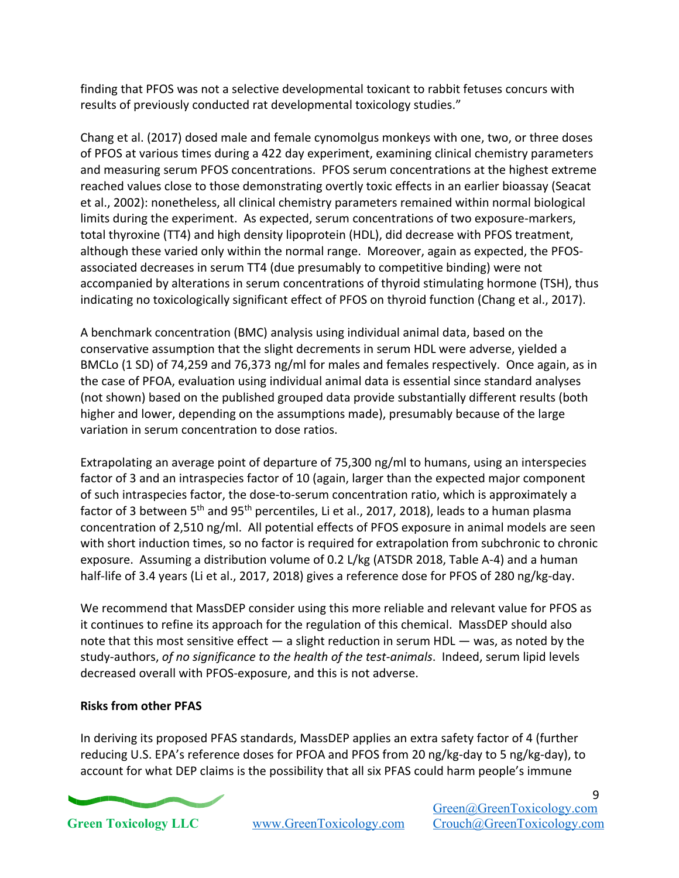finding that PFOS was not a selective developmental toxicant to rabbit fetuses concurs with results of previously conducted rat developmental toxicology studies."

Chang et al. (2017) dosed male and female cynomolgus monkeys with one, two, or three doses of PFOS at various times during a 422 day experiment, examining clinical chemistry parameters and measuring serum PFOS concentrations. PFOS serum concentrations at the highest extreme reached values close to those demonstrating overtly toxic effects in an earlier bioassay (Seacat et al., 2002): nonetheless, all clinical chemistry parameters remained within normal biological limits during the experiment. As expected, serum concentrations of two exposure-markers, total thyroxine (TT4) and high density lipoprotein (HDL), did decrease with PFOS treatment, although these varied only within the normal range. Moreover, again as expected, the PFOS-associated decreases in serum TT4 (due presumably to competitive binding) were not accompanied by alterations in serum concentrations of thyroid stimulating hormone (TSH), thus indicating no toxicologically significant effect of PFOS on thyroid function (Chang et al., 2017).

A benchmark concentration (BMC) analysis using individual animal data, based on the conservative assumption that the slight decrements in serum HDL were adverse, yielded a BMCLo (1 SD) of 74,259 and 76,373 ng/ml for males and females respectively. Once again, as in the case of PFOA, evaluation using individual animal data is essential since standard analyses (not shown) based on the published grouped data provide substantially different results (both higher and lower, depending on the assumptions made), presumably because of the large variation in serum concentration to dose ratios.

Extrapolating an average point of departure of 75,300 ng/ml to humans, using an interspecies factor of 3 and an intraspecies factor of 10 (again, larger than the expected major component of such intraspecies factor, the dose-to-serum concentration ratio, which is approximately a factor of 3 between 5th and 95th percentiles, Li et al., 2017, 2018), leads to a human plasma concentration of 2,510 ng/ml. All potential effects of PFOS exposure in animal models are seen with short induction times, so no factor is required for extrapolation from subchronic to chronic exposure. Assuming a distribution volume of 0.2 L/kg (ATSDR 2018, Table A-4) and a human half-life of 3.4 years (Li et al., 2017, 2018) gives a reference dose for PFOS of 280 ng/kg-day.

We recommend that MassDEP consider using this more reliable and relevant value for PFOS as it continues to refine its approach for the regulation of this chemical. MassDEP should also note that this most sensitive effect — a slight reduction in serum HDL — was, as noted by the study-authors, *of no significance to the health of the test-animals*. Indeed, serum lipid levels decreased overall with PFOS-exposure, and this is not adverse.

**Risks from other PFAS**

In deriving its proposed PFAS standards, MassDEP applies an extra safety factor of 4 (further reducing U.S. EPA's reference doses for PFOA and PFOS from 20 ng/kg-day to 5 ng/kg-day), to account for what DEP claims is the possibility that all six PFAS could harm people's immune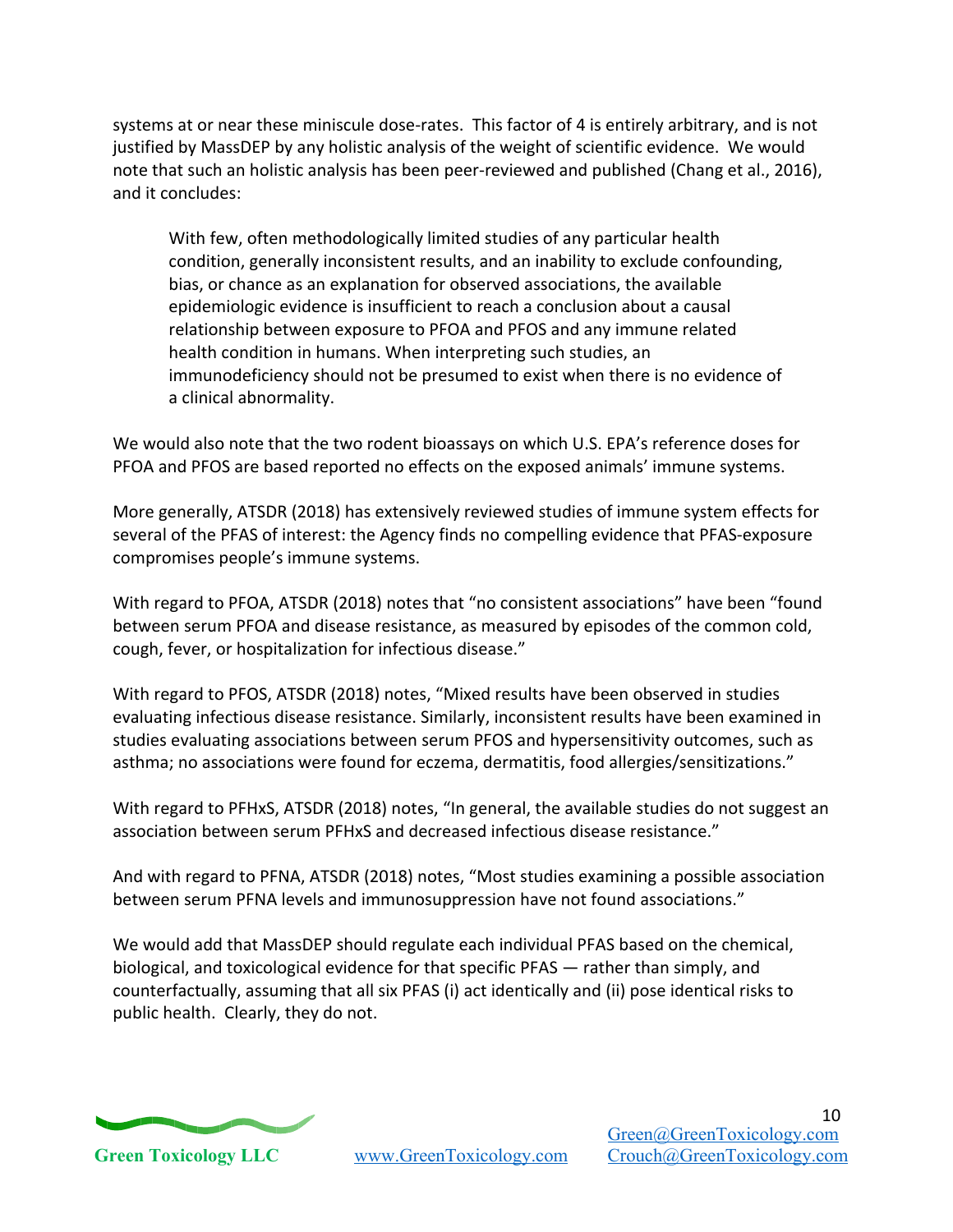systems at or near these miniscule dose-rates. This factor of 4 is entirely arbitrary, and is not justified by MassDEP by any holistic analysis of the weight of scientific evidence. We would note that such an holistic analysis has been peer-reviewed and published (Chang et al., 2016), and it concludes:

> With few, often methodologically limited studies of any particular health condition, generally inconsistent results, and an inability to exclude confounding, bias, or chance as an explanation for observed associations, the available epidemiologic evidence is insufficient to reach a conclusion about a causal relationship between exposure to PFOA and PFOS and any immune related health condition in humans. When interpreting such studies, an immunodeficiency should not be presumed to exist when there is no evidence of a clinical abnormality.

We would also note that the two rodent bioassays on which U.S. EPA's reference doses for PFOA and PFOS are based reported no effects on the exposed animals' immune systems.

More generally, ATSDR (2018) has extensively reviewed studies of immune system effects for several of the PFAS of interest: the Agency finds no compelling evidence that PFAS-exposure compromises people's immune systems.

With regard to PFOA, ATSDR (2018) notes that "no consistent associations" have been "found between serum PFOA and disease resistance, as measured by episodes of the common cold, cough, fever, or hospitalization for infectious disease."

With regard to PFOS, ATSDR (2018) notes, "Mixed results have been observed in studies evaluating infectious disease resistance. Similarly, inconsistent results have been examined in studies evaluating associations between serum PFOS and hypersensitivity outcomes, such as asthma; no associations were found for eczema, dermatitis, food allergies/sensitizations."

With regard to PFHxS, ATSDR (2018) notes, "In general, the available studies do not suggest an association between serum PFHxS and decreased infectious disease resistance."

And with regard to PFNA, ATSDR (2018) notes, "Most studies examining a possible association between serum PFNA levels and immunosuppression have not found associations."

We would add that MassDEP should regulate each individual PFAS based on the chemical, biological, and toxicological evidence for that specific PFAS — rather than simply, and counterfactually, assuming that all six PFAS (i) act identically and (ii) pose identical risks to public health. Clearly, they do not.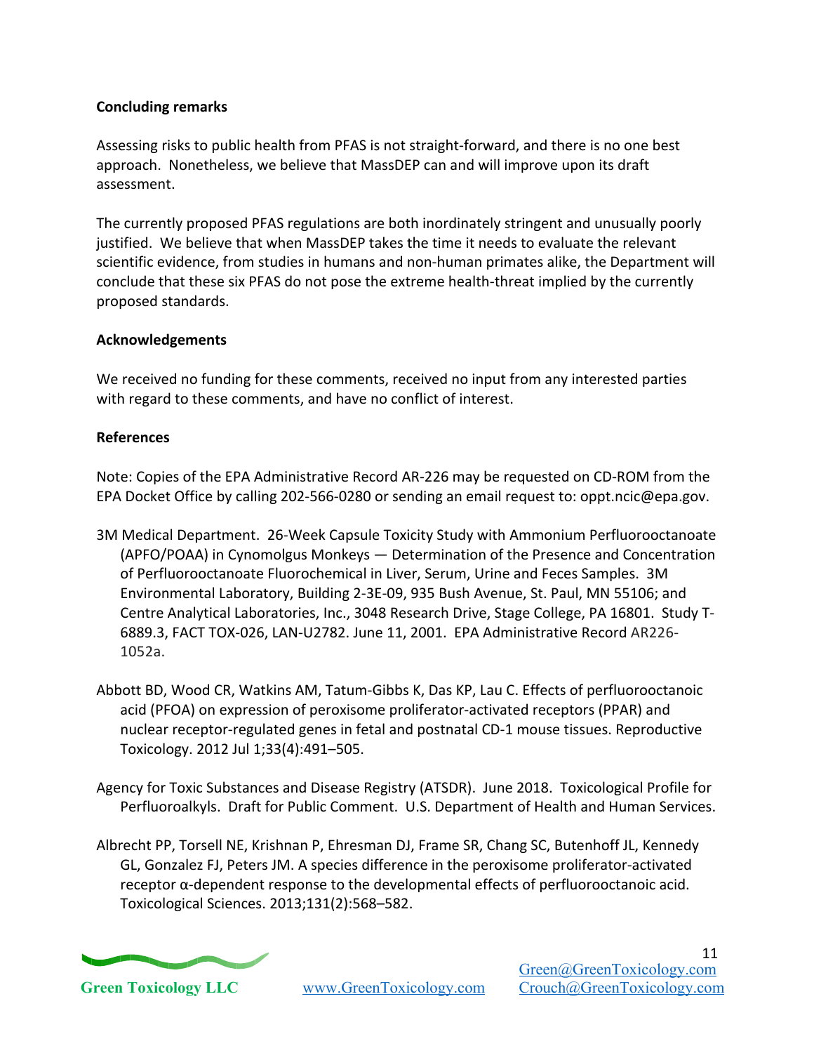**Concluding remarks**

Assessing risks to public health from PFAS is not straight-forward, and there is no one best approach. Nonetheless, we believe that MassDEP can and will improve upon its draft assessment.

The currently proposed PFAS regulations are both inordinately stringent and unusually poorly justified. We believe that when MassDEP takes the time it needs to evaluate the relevant scientific evidence, from studies in humans and non-human primates alike, the Department will conclude that these six PFAS do not pose the extreme health-threat implied by the currently proposed standards.

**Acknowledgements**

We received no funding for these comments, received no input from any interested parties with regard to these comments, and have no conflict of interest.

**References**

Note: Copies of the EPA Administrative Record AR-226 may be requested on CD-ROM from the EPA Docket Office by calling 202-566-0280 or sending an email request to: oppt.ncic@epa.gov.

3M Medical Department. 26-Week Capsule Toxicity Study with Ammonium Perfluorooctanoate (APFO/POAA) in Cynomolgus Monkeys — Determination of the Presence and Concentration of Perfluorooctanoate Fluorochemical in Liver, Serum, Urine and Feces Samples. 3M Environmental Laboratory, Building 2-3E-09, 935 Bush Avenue, St. Paul, MN 55106; and Centre Analytical Laboratories, Inc., 3048 Research Drive, Stage College, PA 16801. Study T-6889.3, FACT TOX-026, LAN-U2782. June 11, 2001. EPA Administrative Record AR226-1052a.

Abbott BD, Wood CR, Watkins AM, Tatum-Gibbs K, Das KP, Lau C. Effects of perfluorooctanoic acid (PFOA) on expression of peroxisome proliferator-activated receptors (PPAR) and nuclear receptor-regulated genes in fetal and postnatal CD-1 mouse tissues. Reproductive Toxicology. 2012 Jul 1;33(4):491–505.

Agency for Toxic Substances and Disease Registry (ATSDR). June 2018. Toxicological Profile for Perfluoroalkyls. Draft for Public Comment. U.S. Department of Health and Human Services.

Albrecht PP, Torsell NE, Krishnan P, Ehresman DJ, Frame SR, Chang SC, Butenhoff JL, Kennedy GL, Gonzalez FJ, Peters JM. A species difference in the peroxisome proliferator-activated receptor α-dependent response to the developmental effects of perfluorooctanoic acid. Toxicological Sciences. 2013;131(2):568–582.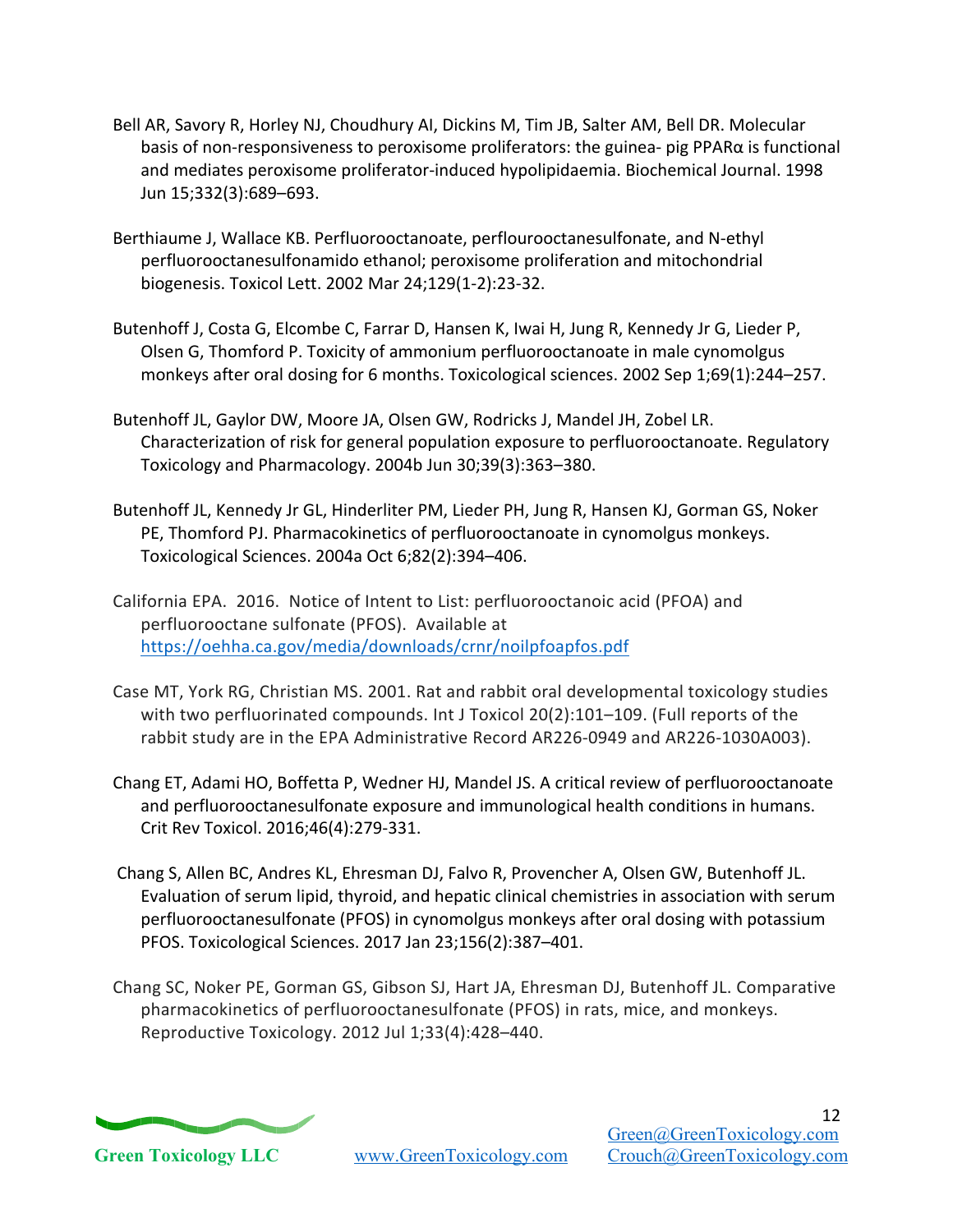Bell AR, Savory R, Horley NJ, Choudhury AI, Dickins M, Tim JB, Salter AM, Bell DR. Molecular basis of non-responsiveness to peroxisome proliferators: the guinea- pig PPARα is functional and mediates peroxisome proliferator-induced hypolipidaemia. Biochemical Journal. 1998 Jun 15;332(3):689–693.

Berthiaume J, Wallace KB. Perfluorooctanoate, perflourooctanesulfonate, and N-ethyl perfluorooctanesulfonamido ethanol; peroxisome proliferation and mitochondrial biogenesis. Toxicol Lett. 2002 Mar 24;129(1-2):23-32.

Butenhoff J, Costa G, Elcombe C, Farrar D, Hansen K, Iwai H, Jung R, Kennedy Jr G, Lieder P, Olsen G, Thomford P. Toxicity of ammonium perfluorooctanoate in male cynomolgus monkeys after oral dosing for 6 months. Toxicological sciences. 2002 Sep 1;69(1):244–257.

Butenhoff JL, Gaylor DW, Moore JA, Olsen GW, Rodricks J, Mandel JH, Zobel LR. Characterization of risk for general population exposure to perfluorooctanoate. Regulatory Toxicology and Pharmacology. 2004b Jun 30;39(3):363–380.

Butenhoff JL, Kennedy Jr GL, Hinderliter PM, Lieder PH, Jung R, Hansen KJ, Gorman GS, Noker PE, Thomford PJ. Pharmacokinetics of perfluorooctanoate in cynomolgus monkeys. Toxicological Sciences. 2004a Oct 6;82(2):394–406.

California EPA. 2016. Notice of Intent to List: perfluorooctanoic acid (PFOA) and perfluorooctane sulfonate (PFOS). Available at https://oehha.ca.gov/media/downloads/crnr/noilpfoapfos.pdf

Case MT, York RG, Christian MS. 2001. Rat and rabbit oral developmental toxicology studies with two perfluorinated compounds. Int J Toxicol 20(2):101–109. (Full reports of the rabbit study are in the EPA Administrative Record AR226-0949 and AR226-1030A003).

Chang ET, Adami HO, Boffetta P, Wedner HJ, Mandel JS. A critical review of perfluorooctanoate and perfluorooctanesulfonate exposure and immunological health conditions in humans. Crit Rev Toxicol. 2016;46(4):279-331.

Chang S, Allen BC, Andres KL, Ehresman DJ, Falvo R, Provencher A, Olsen GW, Butenhoff JL. Evaluation of serum lipid, thyroid, and hepatic clinical chemistries in association with serum perfluorooctanesulfonate (PFOS) in cynomolgus monkeys after oral dosing with potassium PFOS. Toxicological Sciences. 2017 Jan 23;156(2):387–401.

Chang SC, Noker PE, Gorman GS, Gibson SJ, Hart JA, Ehresman DJ, Butenhoff JL. Comparative pharmacokinetics of perfluorooctanesulfonate (PFOS) in rats, mice, and monkeys. Reproductive Toxicology. 2012 Jul 1;33(4):428–440.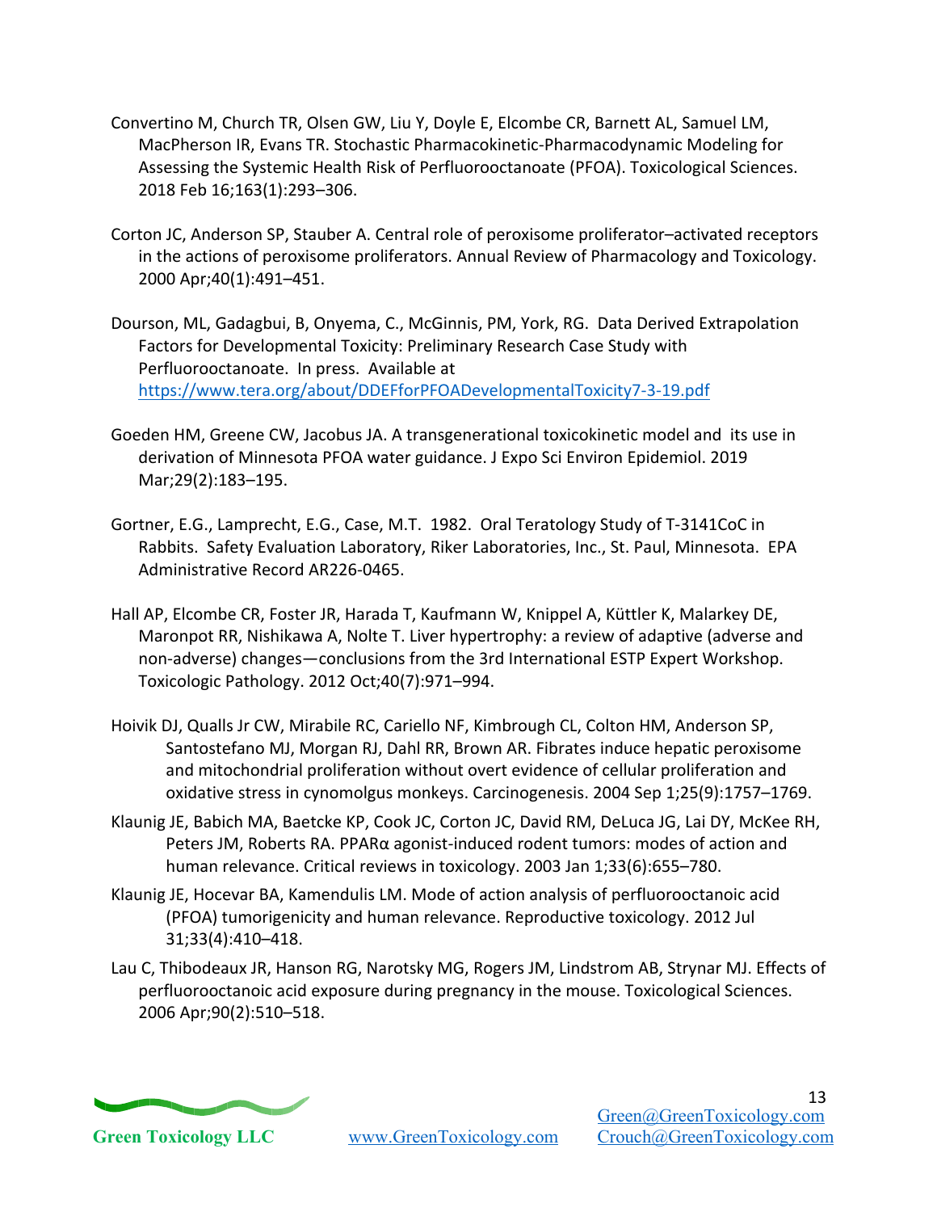Convertino M, Church TR, Olsen GW, Liu Y, Doyle E, Elcombe CR, Barnett AL, Samuel LM, MacPherson IR, Evans TR. Stochastic Pharmacokinetic-Pharmacodynamic Modeling for Assessing the Systemic Health Risk of Perfluorooctanoate (PFOA). Toxicological Sciences. 2018 Feb 16;163(1):293–306.

Corton JC, Anderson SP, Stauber A. Central role of peroxisome proliferator–activated receptors in the actions of peroxisome proliferators. Annual Review of Pharmacology and Toxicology. 2000 Apr;40(1):491–451.

Dourson, ML, Gadagbui, B, Onyema, C., McGinnis, PM, York, RG. Data Derived Extrapolation Factors for Developmental Toxicity: Preliminary Research Case Study with Perfluorooctanoate. In press. Available at https://www.tera.org/about/DDEFforPFOADevelopmentalToxicity7-3-19.pdf

Goeden HM, Greene CW, Jacobus JA. A transgenerational toxicokinetic model and its use in derivation of Minnesota PFOA water guidance. J Expo Sci Environ Epidemiol. 2019 Mar;29(2):183–195.

Gortner, E.G., Lamprecht, E.G., Case, M.T. 1982. Oral Teratology Study of T-3141CoC in Rabbits. Safety Evaluation Laboratory, Riker Laboratories, Inc., St. Paul, Minnesota. EPA Administrative Record AR226-0465.

Hall AP, Elcombe CR, Foster JR, Harada T, Kaufmann W, Knippel A, Küttler K, Malarkey DE, Maronpot RR, Nishikawa A, Nolte T. Liver hypertrophy: a review of adaptive (adverse and non-adverse) changes—conclusions from the 3rd International ESTP Expert Workshop. Toxicologic Pathology. 2012 Oct;40(7):971–994.

Hoivik DJ, Qualls Jr CW, Mirabile RC, Cariello NF, Kimbrough CL, Colton HM, Anderson SP, Santostefano MJ, Morgan RJ, Dahl RR, Brown AR. Fibrates induce hepatic peroxisome and mitochondrial proliferation without overt evidence of cellular proliferation and oxidative stress in cynomolgus monkeys. Carcinogenesis. 2004 Sep 1;25(9):1757–1769.

Klaunig JE, Babich MA, Baetcke KP, Cook JC, Corton JC, David RM, DeLuca JG, Lai DY, McKee RH, Peters JM, Roberts RA. PPARα agonist-induced rodent tumors: modes of action and human relevance. Critical reviews in toxicology. 2003 Jan 1;33(6):655–780.

Klaunig JE, Hocevar BA, Kamendulis LM. Mode of action analysis of perfluorooctanoic acid (PFOA) tumorigenicity and human relevance. Reproductive toxicology. 2012 Jul 31;33(4):410–418.

Lau C, Thibodeaux JR, Hanson RG, Narotsky MG, Rogers JM, Lindstrom AB, Strynar MJ. Effects of perfluorooctanoic acid exposure during pregnancy in the mouse. Toxicological Sciences. 2006 Apr;90(2):510–518.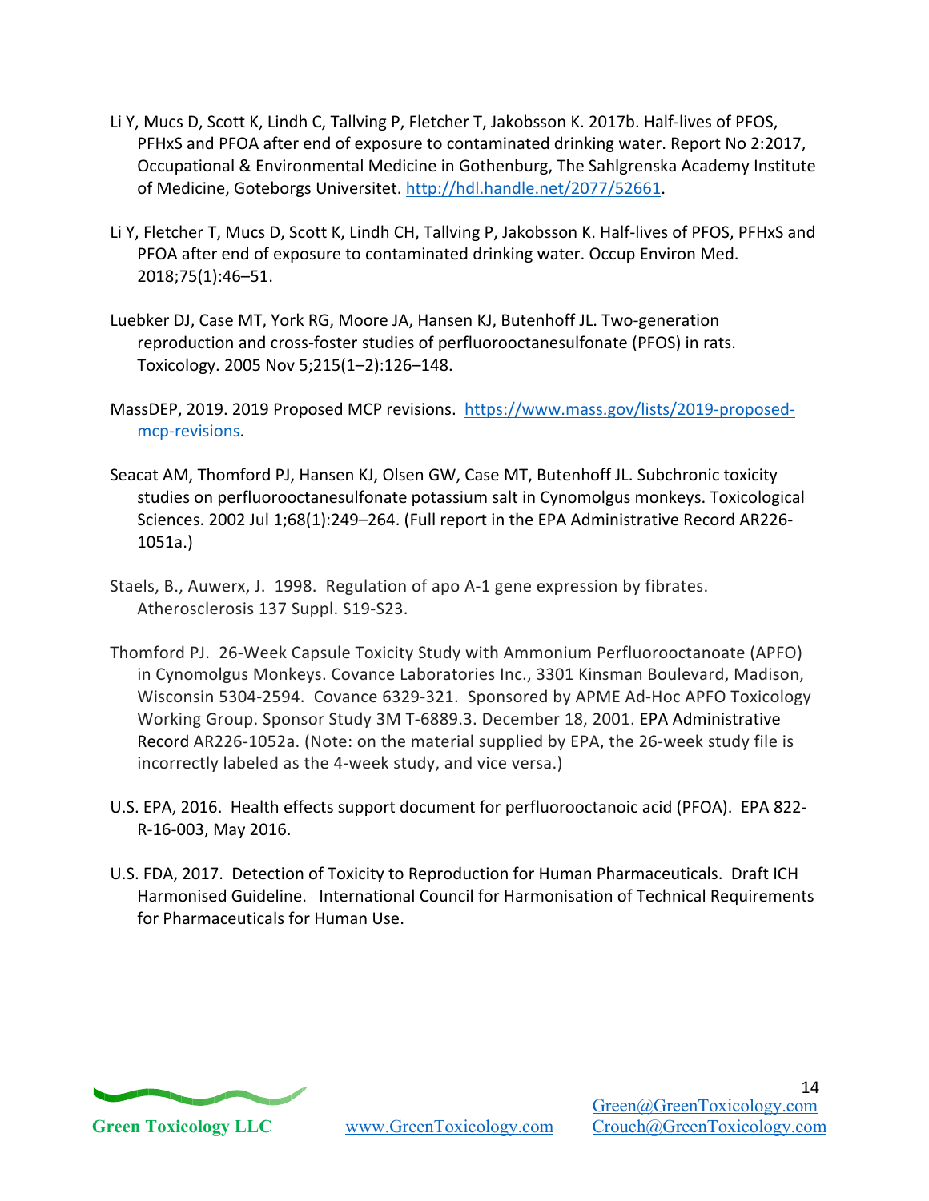Li Y, Mucs D, Scott K, Lindh C, Tallving P, Fletcher T, Jakobsson K. 2017b. Half-lives of PFOS, PFHxS and PFOA after end of exposure to contaminated drinking water. Report No 2:2017, Occupational & Environmental Medicine in Gothenburg, The Sahlgrenska Academy Institute of Medicine, Goteborgs Universitet. http://hdl.handle.net/2077/52661.

Li Y, Fletcher T, Mucs D, Scott K, Lindh CH, Tallving P, Jakobsson K. Half-lives of PFOS, PFHxS and PFOA after end of exposure to contaminated drinking water. Occup Environ Med. 2018;75(1):46–51.

Luebker DJ, Case MT, York RG, Moore JA, Hansen KJ, Butenhoff JL. Two-generation reproduction and cross-foster studies of perfluorooctanesulfonate (PFOS) in rats. Toxicology. 2005 Nov 5;215(1–2):126–148.

MassDEP, 2019. 2019 Proposed MCP revisions. https://www.mass.gov/lists/2019-proposed-mcp-revisions.

Seacat AM, Thomford PJ, Hansen KJ, Olsen GW, Case MT, Butenhoff JL. Subchronic toxicity studies on perfluorooctanesulfonate potassium salt in Cynomolgus monkeys. Toxicological Sciences. 2002 Jul 1;68(1):249–264. (Full report in the EPA Administrative Record AR226-1051a.)

Staels, B., Auwerx, J. 1998. Regulation of apo A-1 gene expression by fibrates. Atherosclerosis 137 Suppl. S19-S23.

Thomford PJ. 26-Week Capsule Toxicity Study with Ammonium Perfluorooctanoate (APFO) in Cynomolgus Monkeys. Covance Laboratories Inc., 3301 Kinsman Boulevard, Madison, Wisconsin 5304-2594. Covance 6329-321. Sponsored by APME Ad-Hoc APFO Toxicology Working Group. Sponsor Study 3M T-6889.3. December 18, 2001. EPA Administrative Record AR226-1052a. (Note: on the material supplied by EPA, the 26-week study file is incorrectly labeled as the 4-week study, and vice versa.)

U.S. EPA, 2016. Health effects support document for perfluorooctanoic acid (PFOA). EPA 822-R-16-003, May 2016.

U.S. FDA, 2017. Detection of Toxicity to Reproduction for Human Pharmaceuticals. Draft ICH Harmonised Guideline. International Council for Harmonisation of Technical Requirements for Pharmaceuticals for Human Use.